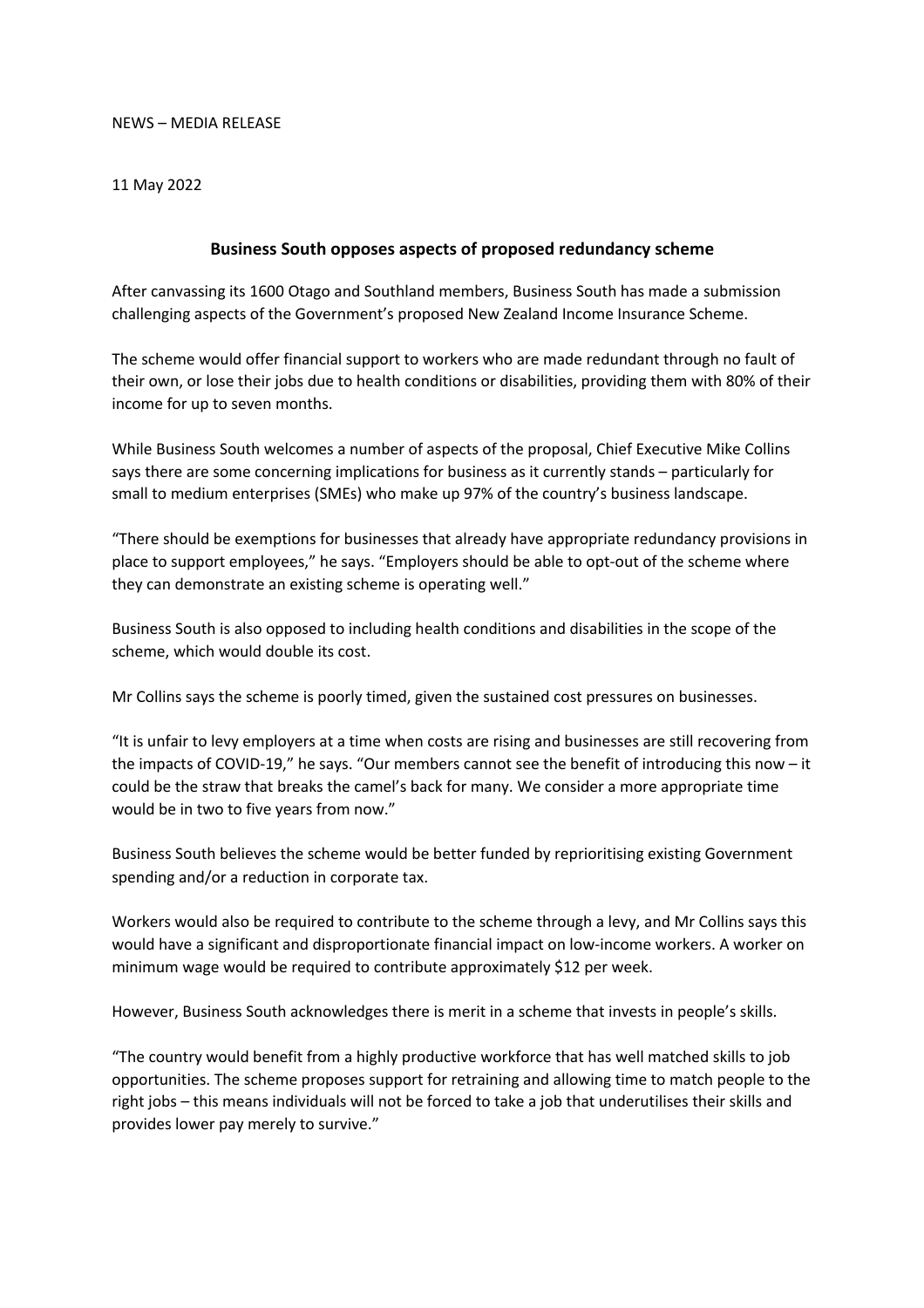NEWS – MEDIA RELEASE

11 May 2022

## Business South opposes aspects of proposed redundancy scheme

After canvassing its 1600 Otago and Southland members, Business South has made a submission challenging aspects of the Government's proposed New Zealand Income Insurance Scheme.

The scheme would offer financial support to workers who are made redundant through no fault of their own, or lose their jobs due to health conditions or disabilities, providing them with 80% of their income for up to seven months.

While Business South welcomes a number of aspects of the proposal, Chief Executive Mike Collins says there are some concerning implications for business as it currently stands – particularly for small to medium enterprises (SMEs) who make up 97% of the country's business landscape.

"There should be exemptions for businesses that already have appropriate redundancy provisions in place to support employees," he says. "Employers should be able to opt-out of the scheme where they can demonstrate an existing scheme is operating well."

Business South is also opposed to including health conditions and disabilities in the scope of the scheme, which would double its cost.

Mr Collins says the scheme is poorly timed, given the sustained cost pressures on businesses.

"It is unfair to levy employers at a time when costs are rising and businesses are still recovering from the impacts of COVID-19," he says. "Our members cannot see the benefit of introducing this now – it could be the straw that breaks the camel's back for many. We consider a more appropriate time would be in two to five years from now."

Business South believes the scheme would be better funded by reprioritising existing Government spending and/or a reduction in corporate tax.

Workers would also be required to contribute to the scheme through a levy, and Mr Collins says this would have a significant and disproportionate financial impact on low-income workers. A worker on minimum wage would be required to contribute approximately $12 per week.

However, Business South acknowledges there is merit in a scheme that invests in people's skills.

"The country would benefit from a highly productive workforce that has well matched skills to job opportunities. The scheme proposes support for retraining and allowing time to match people to the right jobs – this means individuals will not be forced to take a job that underutilises their skills and provides lower pay merely to survive."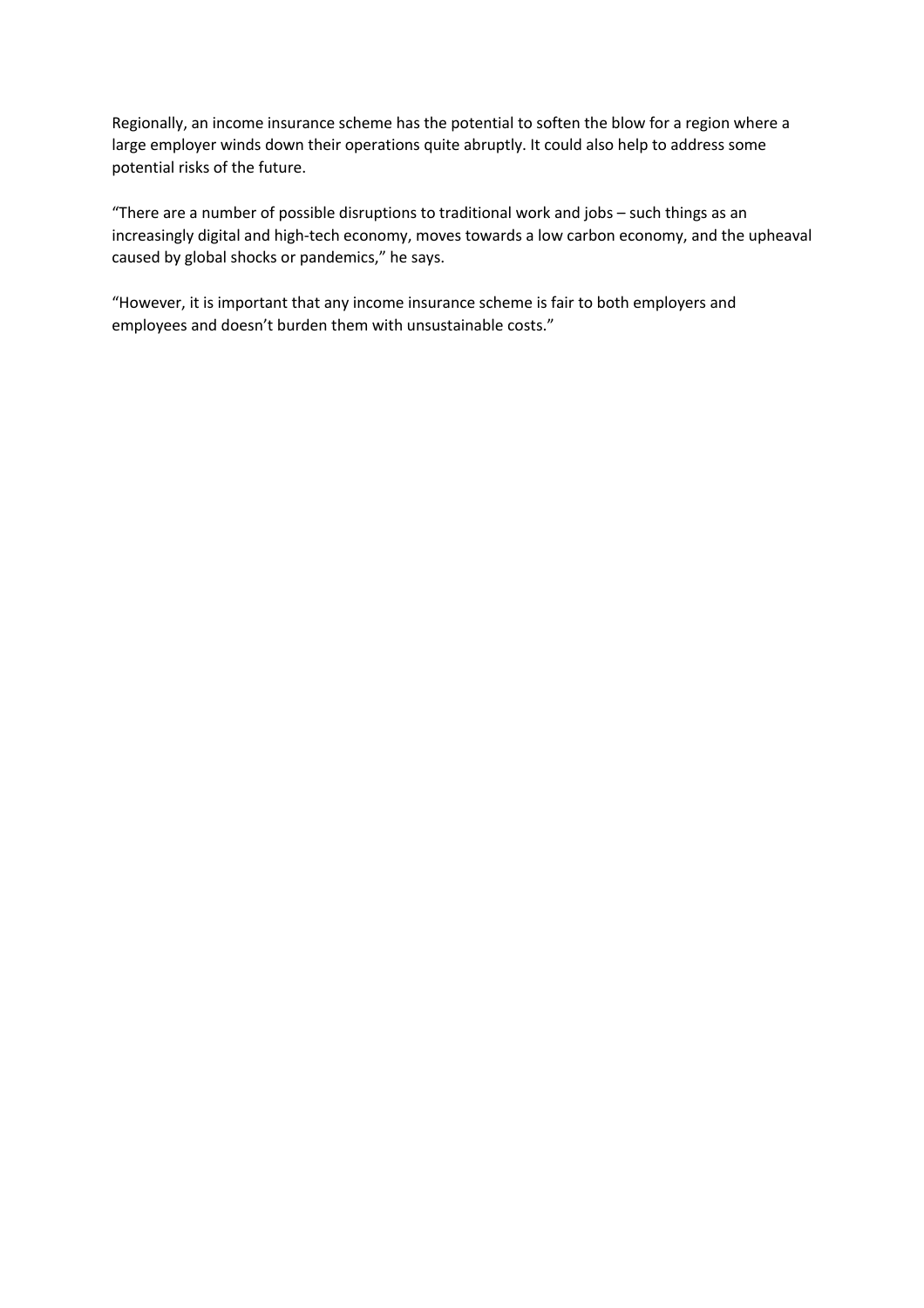Regionally, an income insurance scheme has the potential to soften the blow for a region where a large employer winds down their operations quite abruptly. It could also help to address some potential risks of the future.

“There are a number of possible disruptions to traditional work and jobs – such things as an increasingly digital and high-tech economy, moves towards a low carbon economy, and the upheaval caused by global shocks or pandemics,” he says.

“However, it is important that any income insurance scheme is fair to both employers and employees and doesn’t burden them with unsustainable costs.”